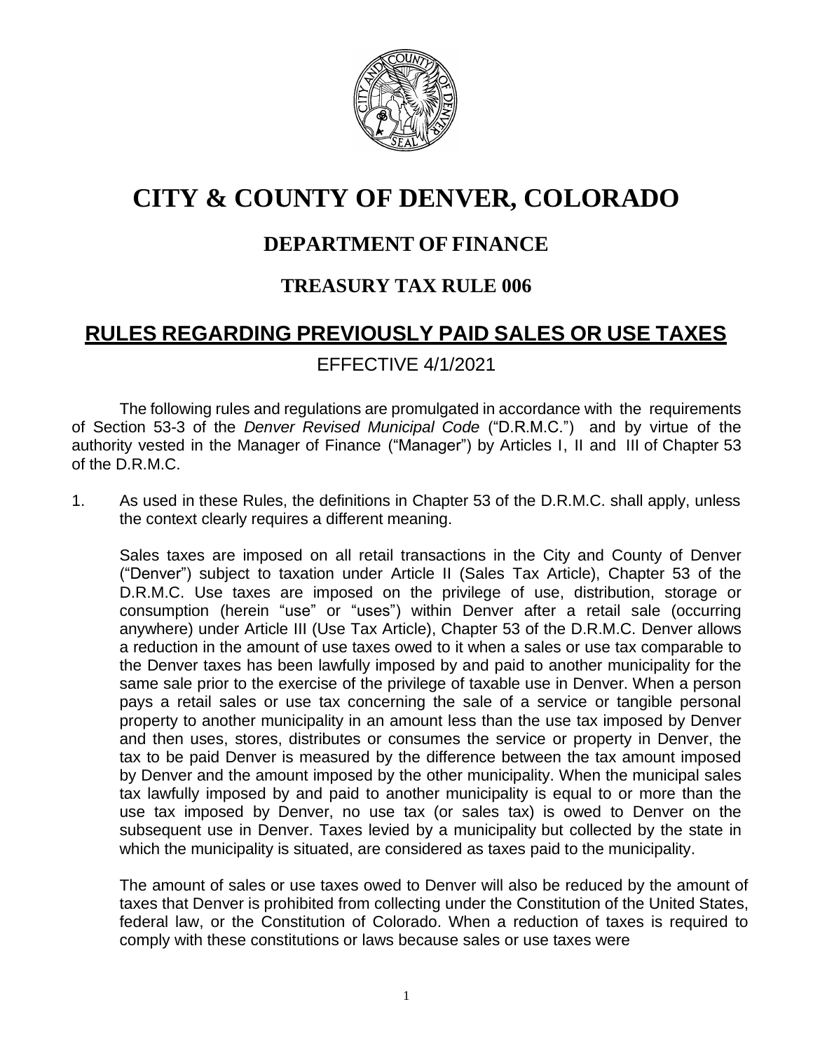# CITY & COUNTY OF DENVER, COLORADO

## DEPARTMENT OF FINANCE

### TREASURY TAX RULE 006

## RULES REGARDING PREVIOUSLY PAID SALES OR USE TAXES

EFFECTIVE 4/1/2021

The following rules and regulations are promulgated in accordance with the requirements of Section 53-3 of the *Denver Revised Municipal Code* ("D.R.M.C.") and by virtue of the authority vested in the Manager of Finance ("Manager") by Articles I, II and III of Chapter 53 of the D.R.M.C.

1. As used in these Rules, the definitions in Chapter 53 of the D.R.M.C. shall apply, unless the context clearly requires a different meaning.

   Sales taxes are imposed on all retail transactions in the City and County of Denver ("Denver") subject to taxation under Article II (Sales Tax Article), Chapter 53 of the D.R.M.C. Use taxes are imposed on the privilege of use, distribution, storage or consumption (herein "use" or "uses") within Denver after a retail sale (occurring anywhere) under Article III (Use Tax Article), Chapter 53 of the D.R.M.C. Denver allows a reduction in the amount of use taxes owed to it when a sales or use tax comparable to the Denver taxes has been lawfully imposed by and paid to another municipality for the same sale prior to the exercise of the privilege of taxable use in Denver. When a person pays a retail sales or use tax concerning the sale of a service or tangible personal property to another municipality in an amount less than the use tax imposed by Denver and then uses, stores, distributes or consumes the service or property in Denver, the tax to be paid Denver is measured by the difference between the tax amount imposed by Denver and the amount imposed by the other municipality. When the municipal sales tax lawfully imposed by and paid to another municipality is equal to or more than the use tax imposed by Denver, no use tax (or sales tax) is owed to Denver on the subsequent use in Denver. Taxes levied by a municipality but collected by the state in which the municipality is situated, are considered as taxes paid to the municipality.

   The amount of sales or use taxes owed to Denver will also be reduced by the amount of taxes that Denver is prohibited from collecting under the Constitution of the United States, federal law, or the Constitution of Colorado. When a reduction of taxes is required to comply with these constitutions or laws because sales or use taxes were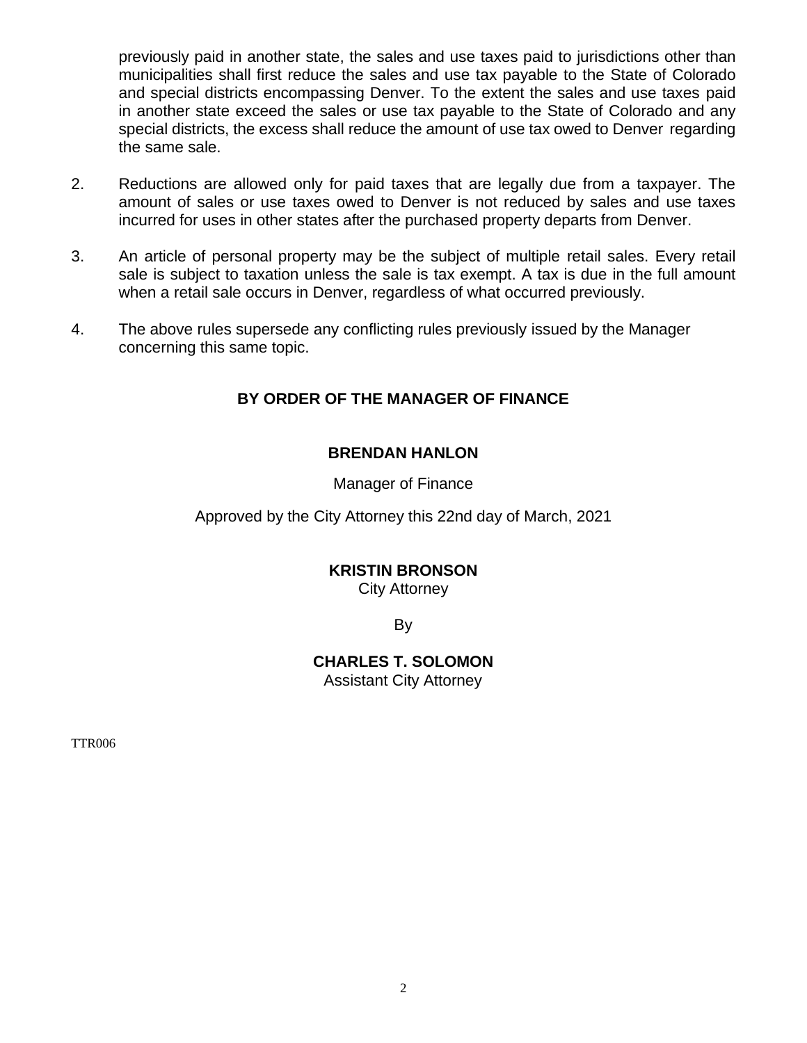previously paid in another state, the sales and use taxes paid to jurisdictions other than municipalities shall first reduce the sales and use tax payable to the State of Colorado and special districts encompassing Denver. To the extent the sales and use taxes paid in another state exceed the sales or use tax payable to the State of Colorado and any special districts, the excess shall reduce the amount of use tax owed to Denver regarding the same sale.

2. Reductions are allowed only for paid taxes that are legally due from a taxpayer. The amount of sales or use taxes owed to Denver is not reduced by sales and use taxes incurred for uses in other states after the purchased property departs from Denver.

3. An article of personal property may be the subject of multiple retail sales. Every retail sale is subject to taxation unless the sale is tax exempt. A tax is due in the full amount when a retail sale occurs in Denver, regardless of what occurred previously.

4. The above rules supersede any conflicting rules previously issued by the Manager concerning this same topic.

**BY ORDER OF THE MANAGER OF FINANCE**

**BRENDAN HANLON**

Manager of Finance

Approved by the City Attorney this 22nd day of March, 2021

**KRISTIN BRONSON**
City Attorney

By

**CHARLES T. SOLOMON**
Assistant City Attorney

TTR006